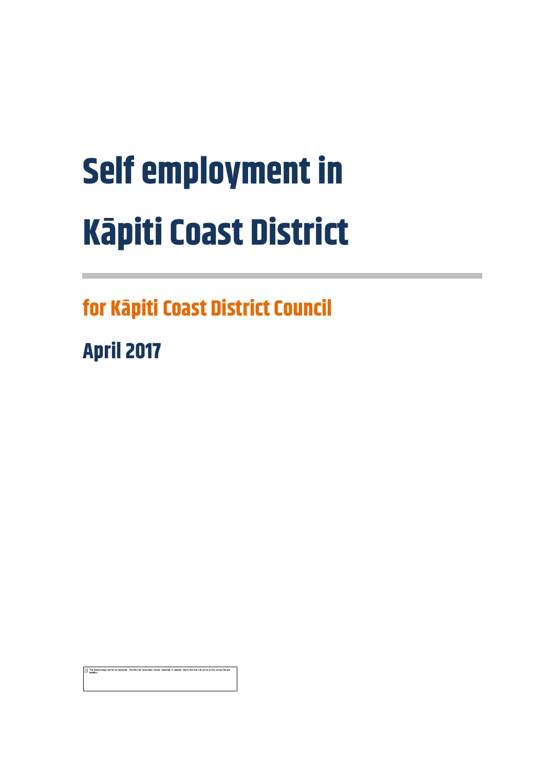# Self employment in Kāpiti Coast District

## for Kāpiti Coast District Council

## April 2017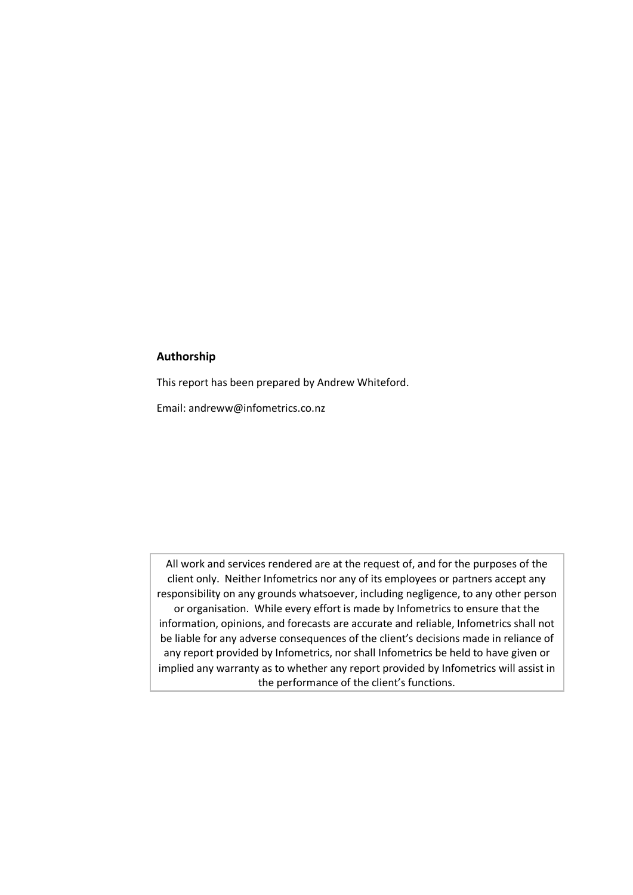**Authorship**

This report has been prepared by Andrew Whiteford.

Email: andreww@infometrics.co.nz

All work and services rendered are at the request of, and for the purposes of the client only. Neither Infometrics nor any of its employees or partners accept any responsibility on any grounds whatsoever, including negligence, to any other person or organisation. While every effort is made by Infometrics to ensure that the information, opinions, and forecasts are accurate and reliable, Infometrics shall not be liable for any adverse consequences of the client's decisions made in reliance of any report provided by Infometrics, nor shall Infometrics be held to have given or implied any warranty as to whether any report provided by Infometrics will assist in the performance of the client's functions.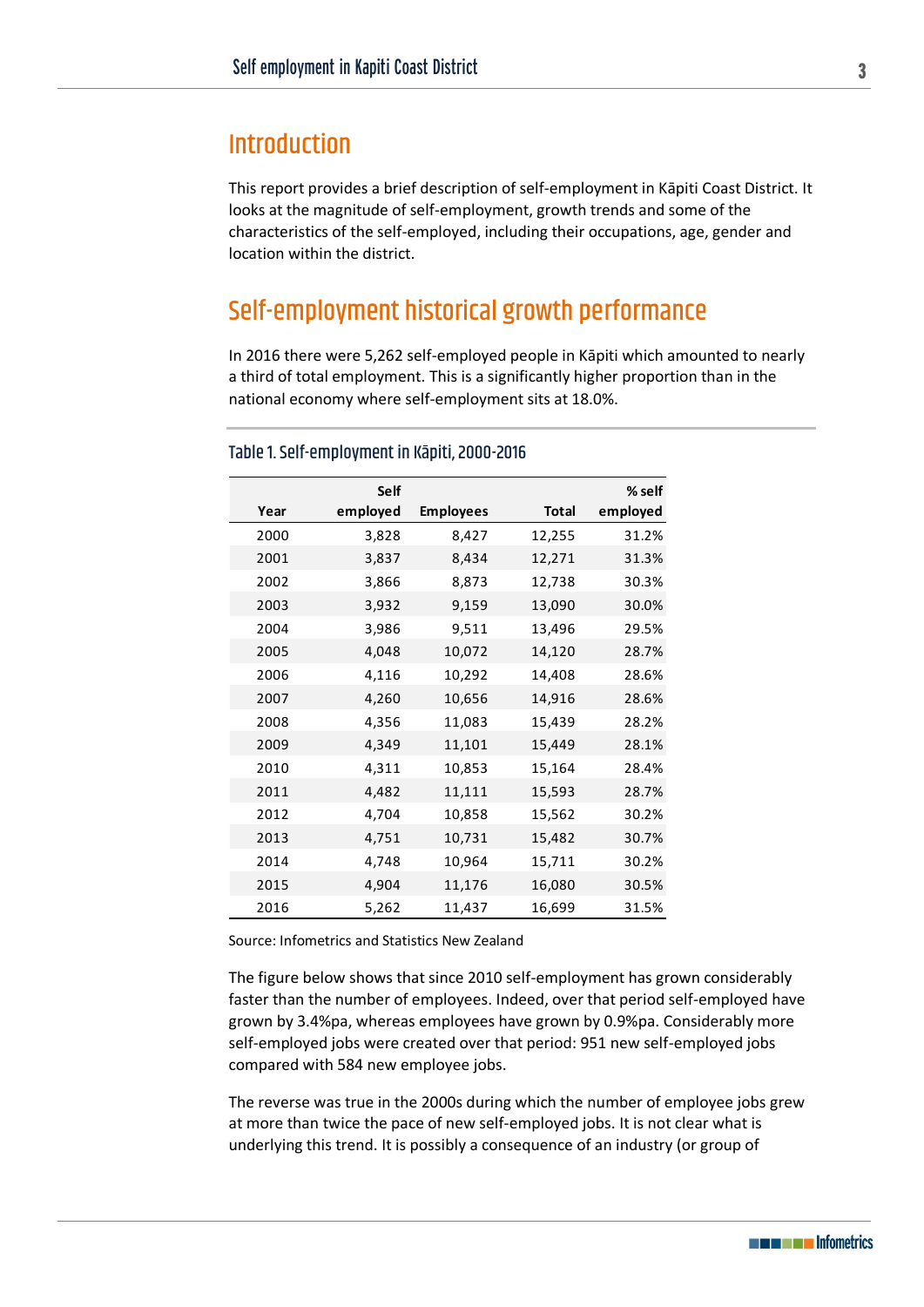## Introduction

This report provides a brief description of self-employment in Kāpiti Coast District. It looks at the magnitude of self-employment, growth trends and some of the characteristics of the self-employed, including their occupations, age, gender and location within the district.

## Self-employment historical growth performance

In 2016 there were 5,262 self-employed people in Kāpiti which amounted to nearly a third of total employment. This is a significantly higher proportion than in the national economy where self-employment sits at 18.0%.

### Table 1. Self-employment in Kāpiti, 2000-2016

| Year | Self employed | Employees | Total | % self employed |
|---|---|---|---|---|
| 2000 | 3,828 | 8,427 | 12,255 | 31.2% |
| 2001 | 3,837 | 8,434 | 12,271 | 31.3% |
| 2002 | 3,866 | 8,873 | 12,738 | 30.3% |
| 2003 | 3,932 | 9,159 | 13,090 | 30.0% |
| 2004 | 3,986 | 9,511 | 13,496 | 29.5% |
| 2005 | 4,048 | 10,072 | 14,120 | 28.7% |
| 2006 | 4,116 | 10,292 | 14,408 | 28.6% |
| 2007 | 4,260 | 10,656 | 14,916 | 28.6% |
| 2008 | 4,356 | 11,083 | 15,439 | 28.2% |
| 2009 | 4,349 | 11,101 | 15,449 | 28.1% |
| 2010 | 4,311 | 10,853 | 15,164 | 28.4% |
| 2011 | 4,482 | 11,111 | 15,593 | 28.7% |
| 2012 | 4,704 | 10,858 | 15,562 | 30.2% |
| 2013 | 4,751 | 10,731 | 15,482 | 30.7% |
| 2014 | 4,748 | 10,964 | 15,711 | 30.2% |
| 2015 | 4,904 | 11,176 | 16,080 | 30.5% |
| 2016 | 5,262 | 11,437 | 16,699 | 31.5% |

Source: Infometrics and Statistics New Zealand

The figure below shows that since 2010 self-employment has grown considerably faster than the number of employees. Indeed, over that period self-employed have grown by 3.4%pa, whereas employees have grown by 0.9%pa. Considerably more self-employed jobs were created over that period: 951 new self-employed jobs compared with 584 new employee jobs.

The reverse was true in the 2000s during which the number of employee jobs grew at more than twice the pace of new self-employed jobs. It is not clear what is underlying this trend. It is possibly a consequence of an industry (or group of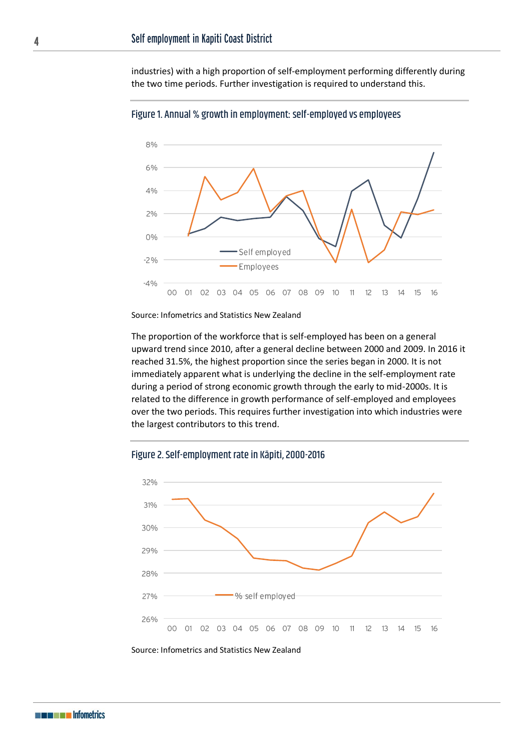industries) with a high proportion of self-employment performing differently during the two time periods. Further investigation is required to understand this.

## Figure 1. Annual % growth in employment: self-employed vs employees

Source: Infometrics and Statistics New Zealand

The proportion of the workforce that is self-employed has been on a general upward trend since 2010, after a general decline between 2000 and 2009. In 2016 it reached 31.5%, the highest proportion since the series began in 2000. It is not immediately apparent what is underlying the decline in the self-employment rate during a period of strong economic growth through the early to mid-2000s. It is related to the difference in growth performance of self-employed and employees over the two periods. This requires further investigation into which industries were the largest contributors to this trend.

## Figure 2. Self-employment rate in Kāpiti, 2000-2016

Source: Infometrics and Statistics New Zealand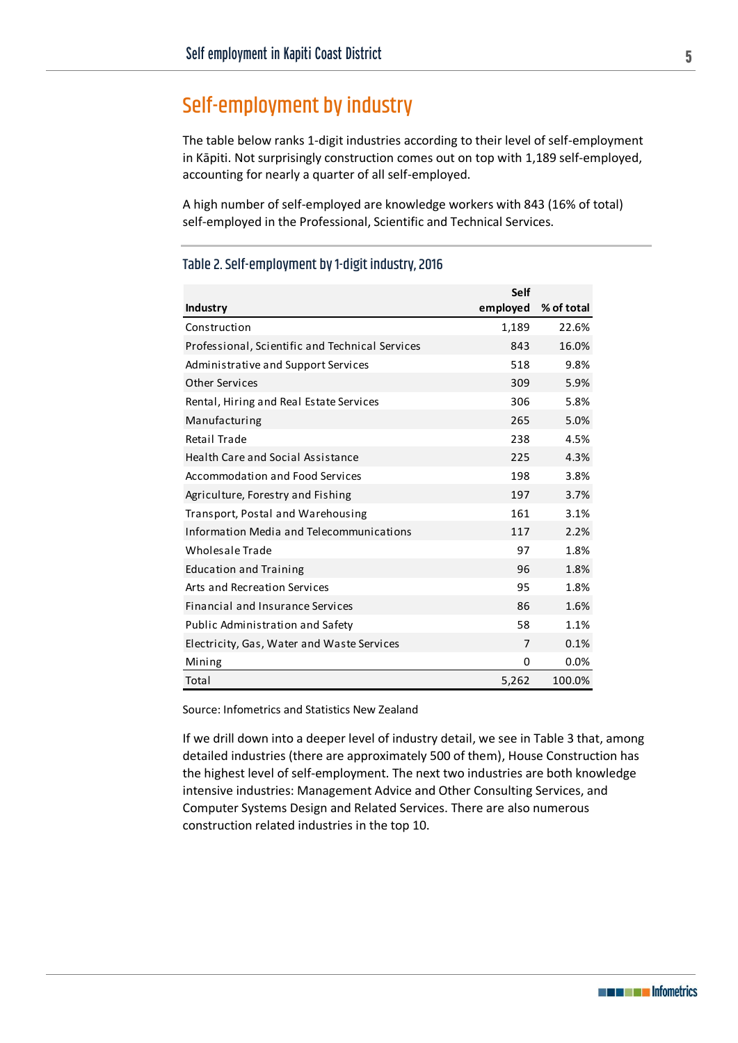# Self-employment by industry

The table below ranks 1-digit industries according to their level of self-employment in Kāpiti. Not surprisingly construction comes out on top with 1,189 self-employed, accounting for nearly a quarter of all self-employed.

A high number of self-employed are knowledge workers with 843 (16% of total) self-employed in the Professional, Scientific and Technical Services.

### Table 2. Self-employment by 1-digit industry, 2016

| Industry | Self employed | % of total |
|---|---|---|
| Construction | 1,189 | 22.6% |
| Professional, Scientific and Technical Services | 843 | 16.0% |
| Administrative and Support Services | 518 | 9.8% |
| Other Services | 309 | 5.9% |
| Rental, Hiring and Real Estate Services | 306 | 5.8% |
| Manufacturing | 265 | 5.0% |
| Retail Trade | 238 | 4.5% |
| Health Care and Social Assistance | 225 | 4.3% |
| Accommodation and Food Services | 198 | 3.8% |
| Agriculture, Forestry and Fishing | 197 | 3.7% |
| Transport, Postal and Warehousing | 161 | 3.1% |
| Information Media and Telecommunications | 117 | 2.2% |
| Wholesale Trade | 97 | 1.8% |
| Education and Training | 96 | 1.8% |
| Arts and Recreation Services | 95 | 1.8% |
| Financial and Insurance Services | 86 | 1.6% |
| Public Administration and Safety | 58 | 1.1% |
| Electricity, Gas, Water and Waste Services | 7 | 0.1% |
| Mining | 0 | 0.0% |
| Total | 5,262 | 100.0% |

Source: Infometrics and Statistics New Zealand

If we drill down into a deeper level of industry detail, we see in Table 3 that, among detailed industries (there are approximately 500 of them), House Construction has the highest level of self-employment. The next two industries are both knowledge intensive industries: Management Advice and Other Consulting Services, and Computer Systems Design and Related Services. There are also numerous construction related industries in the top 10.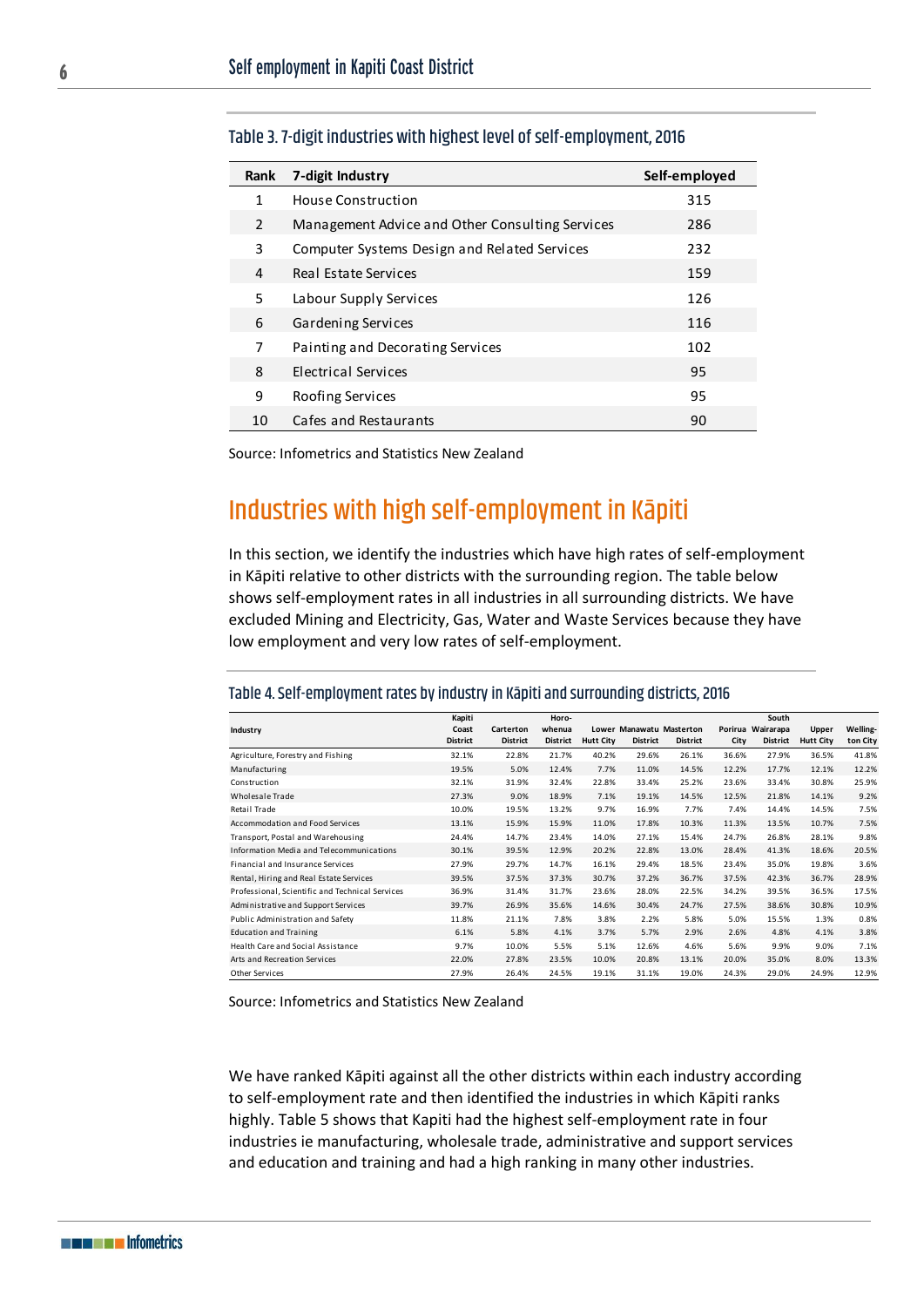Table 3. 7-digit industries with highest level of self-employment, 2016

| Rank | 7-digit Industry | Self-employed |
|---|---|---|
| 1 | House Construction | 315 |
| 2 | Management Advice and Other Consulting Services | 286 |
| 3 | Computer Systems Design and Related Services | 232 |
| 4 | Real Estate Services | 159 |
| 5 | Labour Supply Services | 126 |
| 6 | Gardening Services | 116 |
| 7 | Painting and Decorating Services | 102 |
| 8 | Electrical Services | 95 |
| 9 | Roofing Services | 95 |
| 10 | Cafes and Restaurants | 90 |

Source: Infometrics and Statistics New Zealand

# Industries with high self-employment in Kāpiti

In this section, we identify the industries which have high rates of self-employment in Kāpiti relative to other districts with the surrounding region. The table below shows self-employment rates in all industries in all surrounding districts. We have excluded Mining and Electricity, Gas, Water and Waste Services because they have low employment and very low rates of self-employment.

Table 4. Self-employment rates by industry in Kāpiti and surrounding districts, 2016

| Industry | Kapiti Coast District | Carterton District | Horowhenua District | Lower Hutt City | Manawatu District | Masterton District | Porirua City | South Wairarapa District | Upper Hutt City | Wellington City |
|---|---|---|---|---|---|---|---|---|---|---|
| Agriculture, Forestry and Fishing | 32.1% | 22.8% | 21.7% | 40.2% | 29.6% | 26.1% | 36.6% | 27.9% | 36.5% | 41.8% |
| Manufacturing | 19.5% | 5.0% | 12.4% | 7.7% | 11.0% | 14.5% | 12.2% | 17.7% | 12.1% | 12.2% |
| Construction | 32.1% | 31.9% | 32.4% | 22.8% | 33.4% | 25.2% | 23.6% | 33.4% | 30.8% | 25.9% |
| Wholesale Trade | 27.3% | 9.0% | 18.9% | 7.1% | 19.1% | 14.5% | 12.5% | 21.8% | 14.1% | 9.2% |
| Retail Trade | 10.0% | 19.5% | 13.2% | 9.7% | 16.9% | 7.7% | 7.4% | 14.4% | 14.5% | 7.5% |
| Accommodation and Food Services | 13.1% | 15.9% | 15.9% | 11.0% | 17.8% | 10.3% | 11.3% | 13.5% | 10.7% | 7.5% |
| Transport, Postal and Warehousing | 24.4% | 14.7% | 23.4% | 14.0% | 27.1% | 15.4% | 24.7% | 26.8% | 28.1% | 9.8% |
| Information Media and Telecommunications | 30.1% | 39.5% | 12.9% | 20.2% | 22.8% | 13.0% | 28.4% | 41.3% | 18.6% | 20.5% |
| Financial and Insurance Services | 27.9% | 29.7% | 14.7% | 16.1% | 29.4% | 18.5% | 23.4% | 35.0% | 19.8% | 3.6% |
| Rental, Hiring and Real Estate Services | 39.5% | 37.5% | 37.3% | 30.7% | 37.2% | 36.7% | 37.5% | 42.3% | 36.7% | 28.9% |
| Professional, Scientific and Technical Services | 36.9% | 31.4% | 31.7% | 23.6% | 28.0% | 22.5% | 34.2% | 39.5% | 36.5% | 17.5% |
| Administrative and Support Services | 39.7% | 26.9% | 35.6% | 14.6% | 30.4% | 24.7% | 27.5% | 38.6% | 30.8% | 10.9% |
| Public Administration and Safety | 11.8% | 21.1% | 7.8% | 3.8% | 2.2% | 5.8% | 5.0% | 15.5% | 1.3% | 0.8% |
| Education and Training | 6.1% | 5.8% | 4.1% | 3.7% | 5.7% | 2.9% | 2.6% | 4.8% | 4.1% | 3.8% |
| Health Care and Social Assistance | 9.7% | 10.0% | 5.5% | 5.1% | 12.6% | 4.6% | 5.6% | 9.9% | 9.0% | 7.1% |
| Arts and Recreation Services | 22.0% | 27.8% | 23.5% | 10.0% | 20.8% | 13.1% | 20.0% | 35.0% | 8.0% | 13.3% |
| Other Services | 27.9% | 26.4% | 24.5% | 19.1% | 31.1% | 19.0% | 24.3% | 29.0% | 24.9% | 12.9% |

Source: Infometrics and Statistics New Zealand

We have ranked Kāpiti against all the other districts within each industry according to self-employment rate and then identified the industries in which Kāpiti ranks highly. Table 5 shows that Kapiti had the highest self-employment rate in four industries ie manufacturing, wholesale trade, administrative and support services and education and training and had a high ranking in many other industries.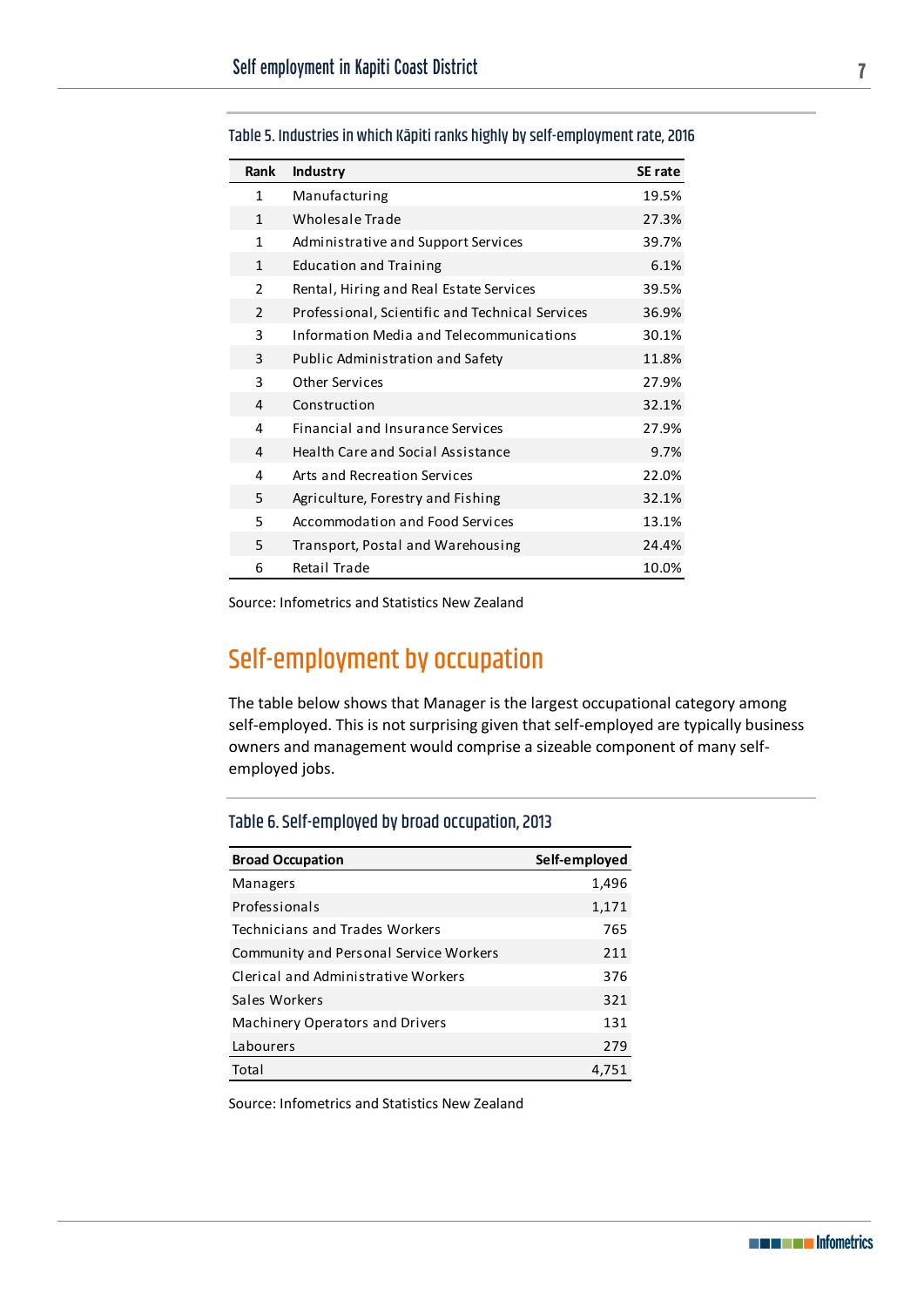Table 5. Industries in which Kāpiti ranks highly by self-employment rate, 2016

| Rank | Industry | SE rate |
|---|---|---|
| 1 | Manufacturing | 19.5% |
| 1 | Wholesale Trade | 27.3% |
| 1 | Administrative and Support Services | 39.7% |
| 1 | Education and Training | 6.1% |
| 2 | Rental, Hiring and Real Estate Services | 39.5% |
| 2 | Professional, Scientific and Technical Services | 36.9% |
| 3 | Information Media and Telecommunications | 30.1% |
| 3 | Public Administration and Safety | 11.8% |
| 3 | Other Services | 27.9% |
| 4 | Construction | 32.1% |
| 4 | Financial and Insurance Services | 27.9% |
| 4 | Health Care and Social Assistance | 9.7% |
| 4 | Arts and Recreation Services | 22.0% |
| 5 | Agriculture, Forestry and Fishing | 32.1% |
| 5 | Accommodation and Food Services | 13.1% |
| 5 | Transport, Postal and Warehousing | 24.4% |
| 6 | Retail Trade | 10.0% |

Source: Infometrics and Statistics New Zealand

## Self-employment by occupation

The table below shows that Manager is the largest occupational category among self-employed. This is not surprising given that self-employed are typically business owners and management would comprise a sizeable component of many self-employed jobs.

Table 6. Self-employed by broad occupation, 2013

| Broad Occupation | Self-employed |
|---|---|
| Managers | 1,496 |
| Professionals | 1,171 |
| Technicians and Trades Workers | 765 |
| Community and Personal Service Workers | 211 |
| Clerical and Administrative Workers | 376 |
| Sales Workers | 321 |
| Machinery Operators and Drivers | 131 |
| Labourers | 279 |
| Total | 4,751 |

Source: Infometrics and Statistics New Zealand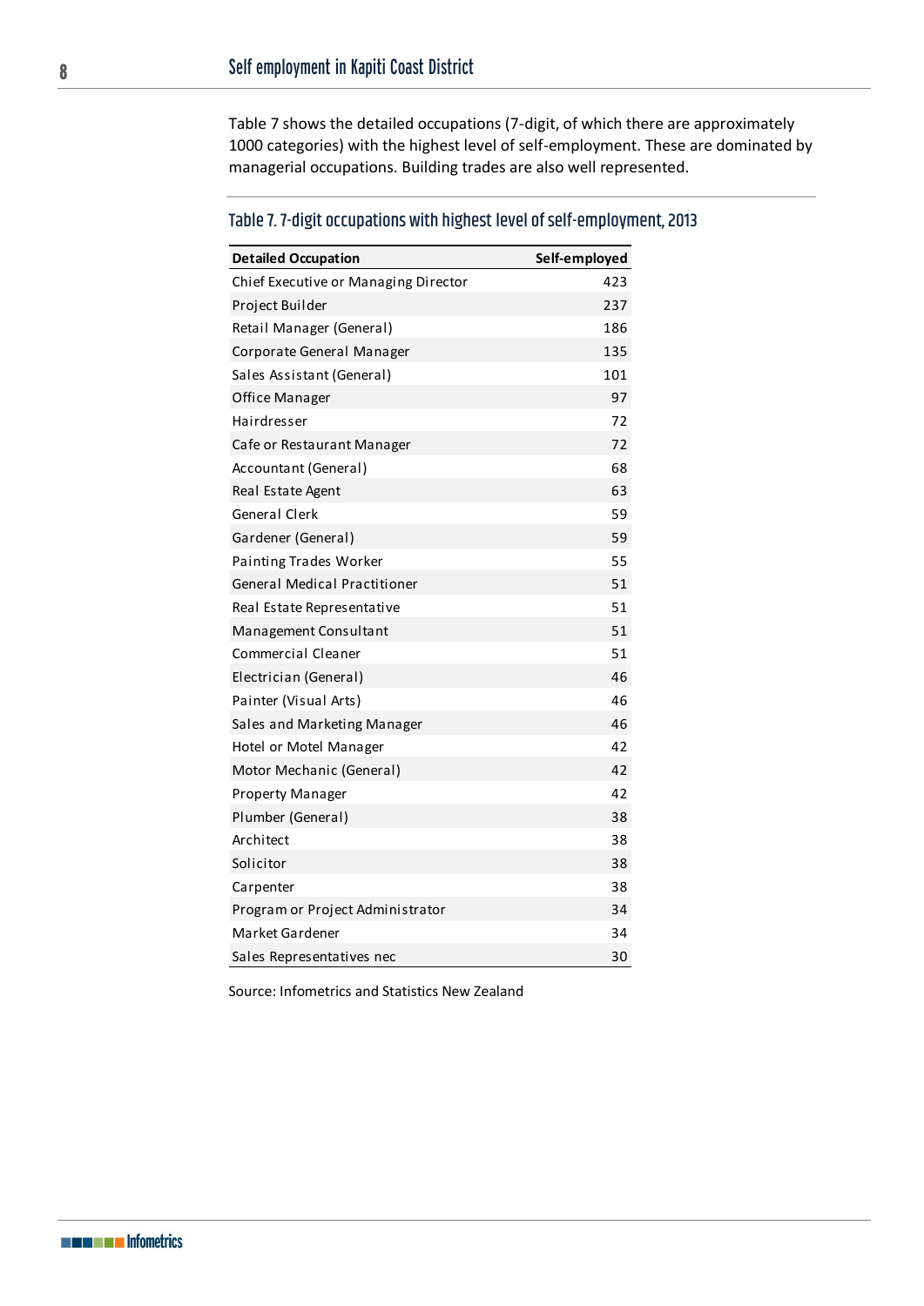Table 7 shows the detailed occupations (7-digit, of which there are approximately 1000 categories) with the highest level of self-employment. These are dominated by managerial occupations. Building trades are also well represented.

### Table 7. 7-digit occupations with highest level of self-employment, 2013

| Detailed Occupation | Self-employed |
|---|---:|
| Chief Executive or Managing Director | 423 |
| Project Builder | 237 |
| Retail Manager (General) | 186 |
| Corporate General Manager | 135 |
| Sales Assistant (General) | 101 |
| Office Manager | 97 |
| Hairdresser | 72 |
| Cafe or Restaurant Manager | 72 |
| Accountant (General) | 68 |
| Real Estate Agent | 63 |
| General Clerk | 59 |
| Gardener (General) | 59 |
| Painting Trades Worker | 55 |
| General Medical Practitioner | 51 |
| Real Estate Representative | 51 |
| Management Consultant | 51 |
| Commercial Cleaner | 51 |
| Electrician (General) | 46 |
| Painter (Visual Arts) | 46 |
| Sales and Marketing Manager | 46 |
| Hotel or Motel Manager | 42 |
| Motor Mechanic (General) | 42 |
| Property Manager | 42 |
| Plumber (General) | 38 |
| Architect | 38 |
| Solicitor | 38 |
| Carpenter | 38 |
| Program or Project Administrator | 34 |
| Market Gardener | 34 |
| Sales Representatives nec | 30 |

Source: Infometrics and Statistics New Zealand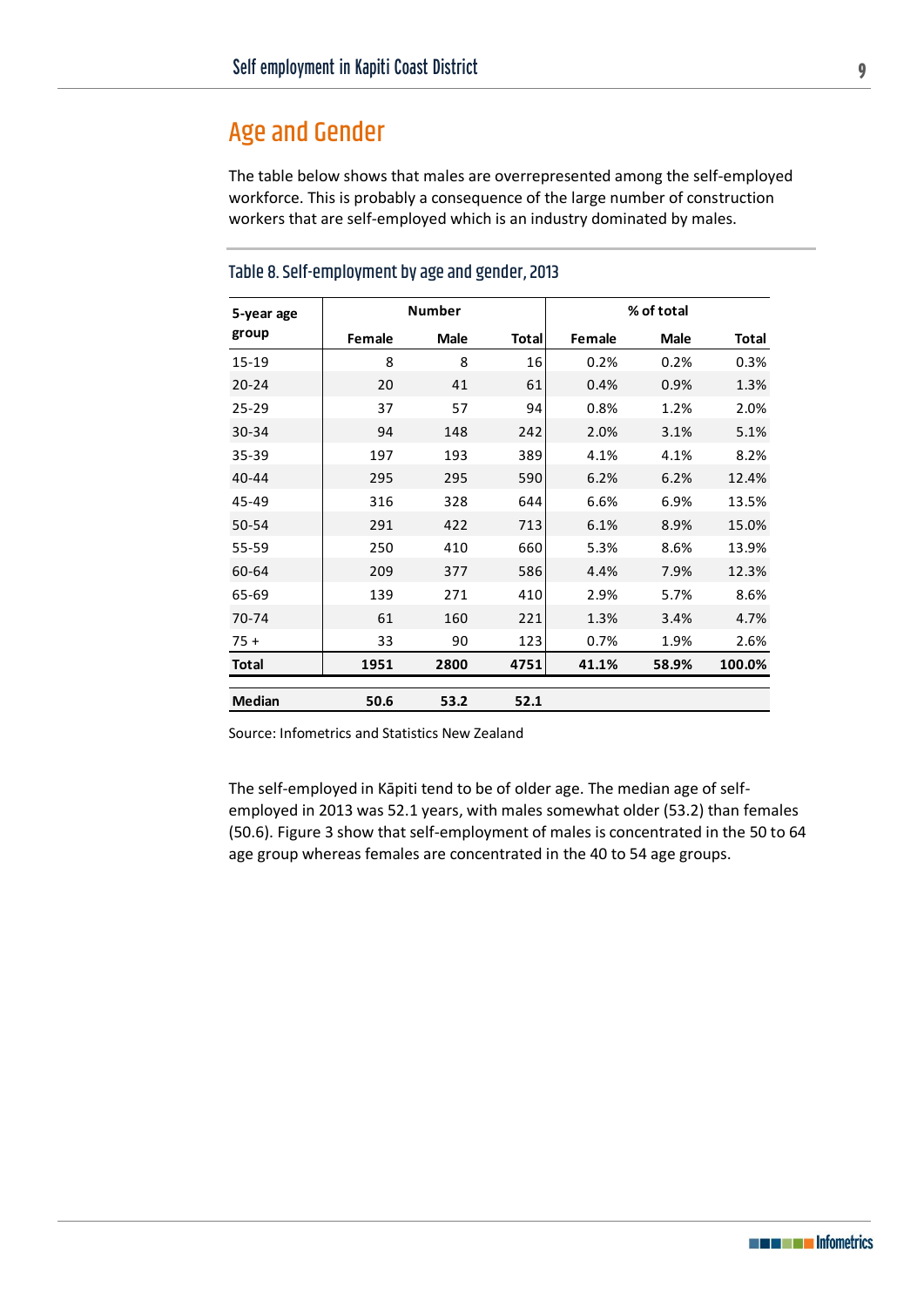## Age and Gender

The table below shows that males are overrepresented among the self-employed workforce. This is probably a consequence of the large number of construction workers that are self-employed which is an industry dominated by males.

### Table 8. Self-employment by age and gender, 2013

| 5-year age group | Number | | | % of total | | |
|---|---|---|---|---|---|---|
| | Female | Male | Total | Female | Male | Total |
| 15-19 | 8 | 8 | 16 | 0.2% | 0.2% | 0.3% |
| 20-24 | 20 | 41 | 61 | 0.4% | 0.9% | 1.3% |
| 25-29 | 37 | 57 | 94 | 0.8% | 1.2% | 2.0% |
| 30-34 | 94 | 148 | 242 | 2.0% | 3.1% | 5.1% |
| 35-39 | 197 | 193 | 389 | 4.1% | 4.1% | 8.2% |
| 40-44 | 295 | 295 | 590 | 6.2% | 6.2% | 12.4% |
| 45-49 | 316 | 328 | 644 | 6.6% | 6.9% | 13.5% |
| 50-54 | 291 | 422 | 713 | 6.1% | 8.9% | 15.0% |
| 55-59 | 250 | 410 | 660 | 5.3% | 8.6% | 13.9% |
| 60-64 | 209 | 377 | 586 | 4.4% | 7.9% | 12.3% |
| 65-69 | 139 | 271 | 410 | 2.9% | 5.7% | 8.6% |
| 70-74 | 61 | 160 | 221 | 1.3% | 3.4% | 4.7% |
| 75 + | 33 | 90 | 123 | 0.7% | 1.9% | 2.6% |
| **Total** | **1951** | **2800** | **4751** | **41.1%** | **58.9%** | **100.0%** |
| **Median** | **50.6** | **53.2** | **52.1** | | | |

Source: Infometrics and Statistics New Zealand

The self-employed in Kāpiti tend to be of older age. The median age of self-employed in 2013 was 52.1 years, with males somewhat older (53.2) than females (50.6). Figure 3 show that self-employment of males is concentrated in the 50 to 64 age group whereas females are concentrated in the 40 to 54 age groups.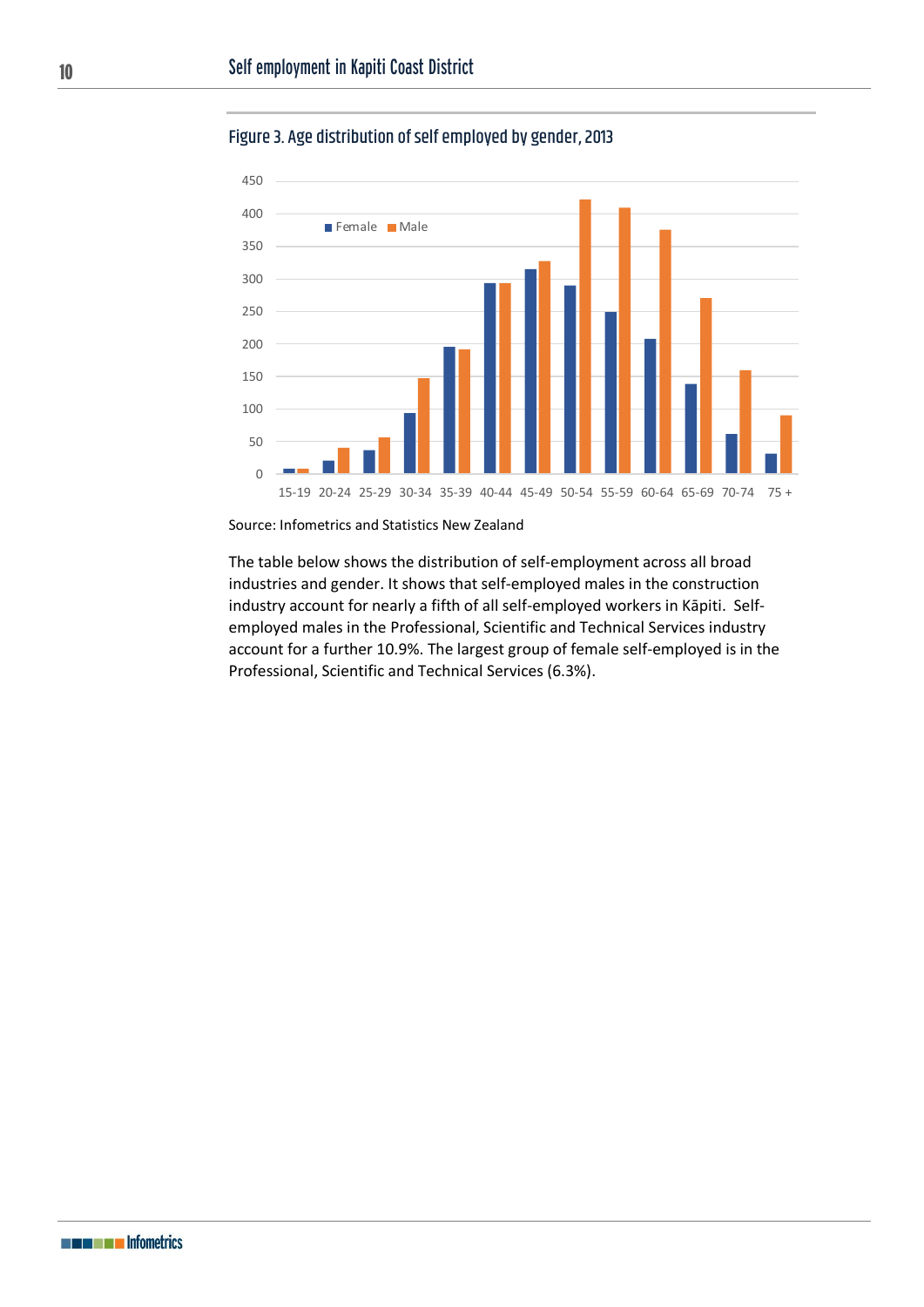## Figure 3. Age distribution of self employed by gender, 2013

Source: Infometrics and Statistics New Zealand

The table below shows the distribution of self-employment across all broad industries and gender. It shows that self-employed males in the construction industry account for nearly a fifth of all self-employed workers in Kāpiti. Self-employed males in the Professional, Scientific and Technical Services industry account for a further 10.9%. The largest group of female self-employed is in the Professional, Scientific and Technical Services (6.3%).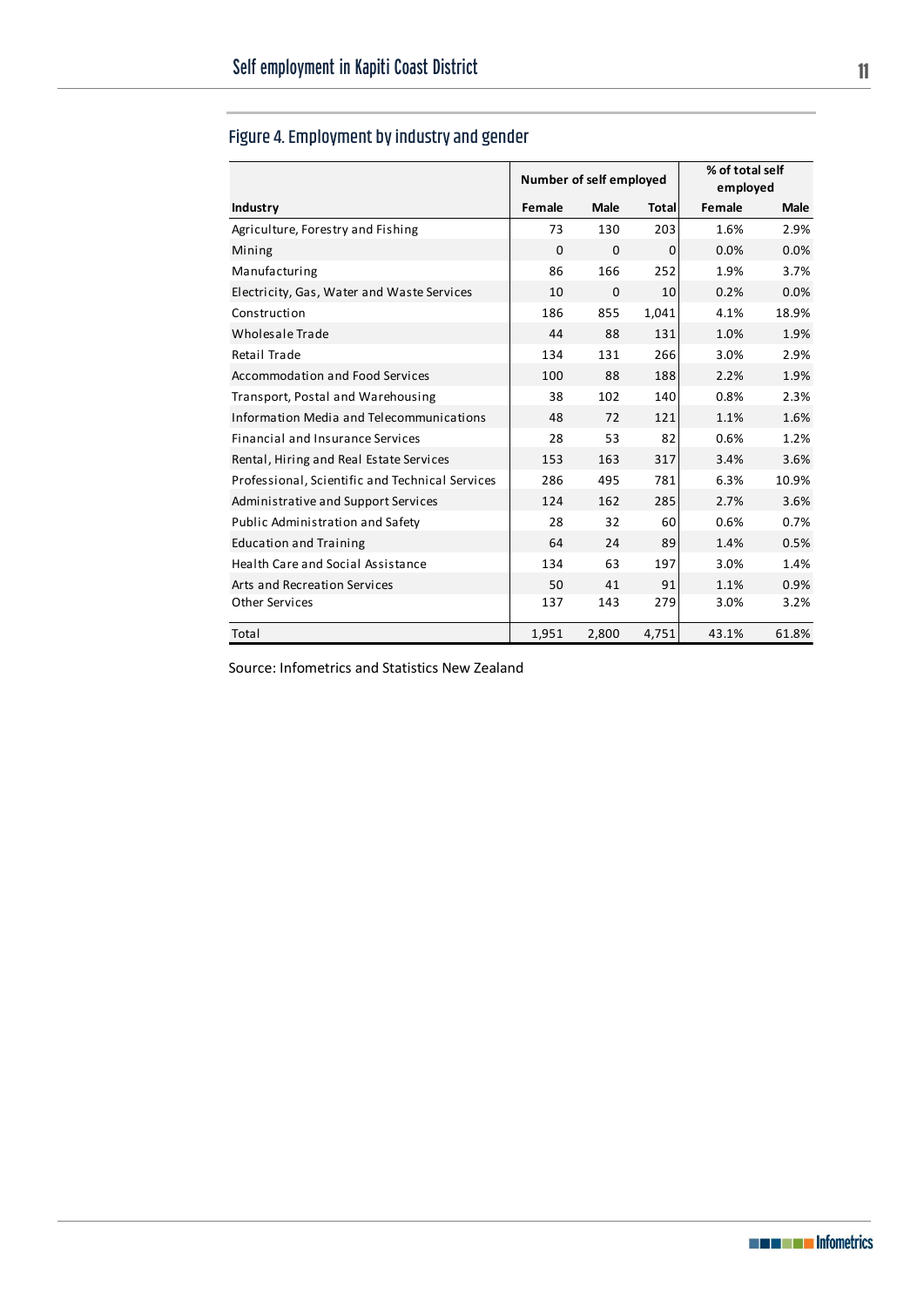## Figure 4. Employment by industry and gender

| Industry | Number of self employed | | | % of total self employed | |
|---|---|---|---|---|---|
| | Female | Male | Total | Female | Male |
| Agriculture, Forestry and Fishing | 73 | 130 | 203 | 1.6% | 2.9% |
| Mining | 0 | 0 | 0 | 0.0% | 0.0% |
| Manufacturing | 86 | 166 | 252 | 1.9% | 3.7% |
| Electricity, Gas, Water and Waste Services | 10 | 0 | 10 | 0.2% | 0.0% |
| Construction | 186 | 855 | 1,041 | 4.1% | 18.9% |
| Wholesale Trade | 44 | 88 | 131 | 1.0% | 1.9% |
| Retail Trade | 134 | 131 | 266 | 3.0% | 2.9% |
| Accommodation and Food Services | 100 | 88 | 188 | 2.2% | 1.9% |
| Transport, Postal and Warehousing | 38 | 102 | 140 | 0.8% | 2.3% |
| Information Media and Telecommunications | 48 | 72 | 121 | 1.1% | 1.6% |
| Financial and Insurance Services | 28 | 53 | 82 | 0.6% | 1.2% |
| Rental, Hiring and Real Estate Services | 153 | 163 | 317 | 3.4% | 3.6% |
| Professional, Scientific and Technical Services | 286 | 495 | 781 | 6.3% | 10.9% |
| Administrative and Support Services | 124 | 162 | 285 | 2.7% | 3.6% |
| Public Administration and Safety | 28 | 32 | 60 | 0.6% | 0.7% |
| Education and Training | 64 | 24 | 89 | 1.4% | 0.5% |
| Health Care and Social Assistance | 134 | 63 | 197 | 3.0% | 1.4% |
| Arts and Recreation Services | 50 | 41 | 91 | 1.1% | 0.9% |
| Other Services | 137 | 143 | 279 | 3.0% | 3.2% |
| Total | 1,951 | 2,800 | 4,751 | 43.1% | 61.8% |

Source: Infometrics and Statistics New Zealand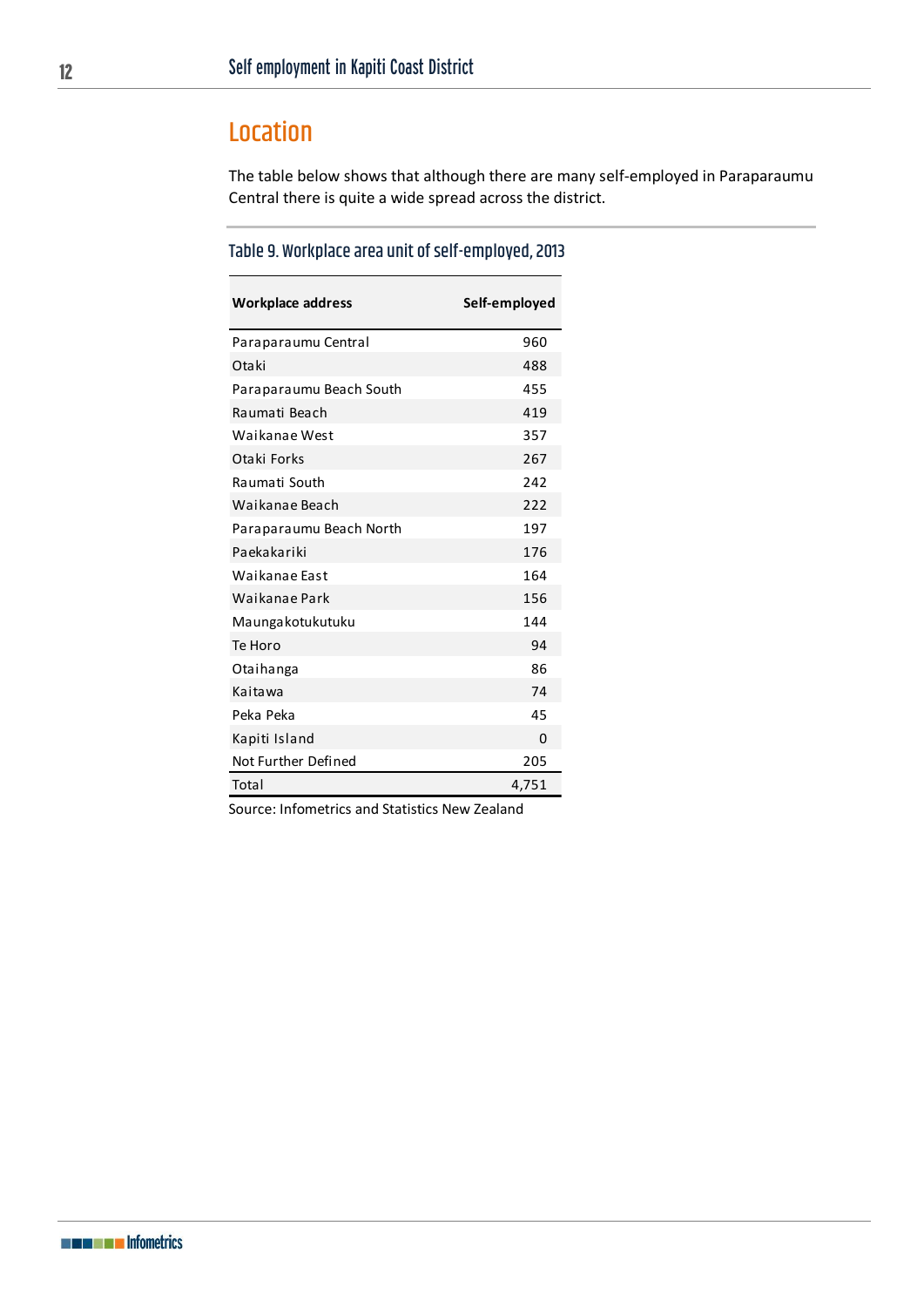## Location

The table below shows that although there are many self-employed in Paraparaumu Central there is quite a wide spread across the district.

### Table 9. Workplace area unit of self-employed, 2013

| Workplace address | Self-employed |
|---|---|
| Paraparaumu Central | 960 |
| Otaki | 488 |
| Paraparaumu Beach South | 455 |
| Raumati Beach | 419 |
| Waikanae West | 357 |
| Otaki Forks | 267 |
| Raumati South | 242 |
| Waikanae Beach | 222 |
| Paraparaumu Beach North | 197 |
| Paekakariki | 176 |
| Waikanae East | 164 |
| Waikanae Park | 156 |
| Maungakotukutuku | 144 |
| Te Horo | 94 |
| Otaihanga | 86 |
| Kaitawa | 74 |
| Peka Peka | 45 |
| Kapiti Island | 0 |
| Not Further Defined | 205 |
| Total | 4,751 |

Source: Infometrics and Statistics New Zealand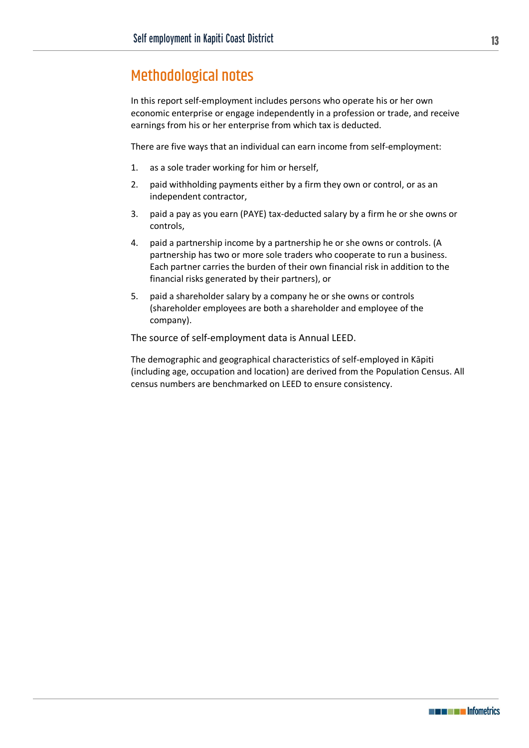# Methodological notes

In this report self-employment includes persons who operate his or her own economic enterprise or engage independently in a profession or trade, and receive earnings from his or her enterprise from which tax is deducted.

There are five ways that an individual can earn income from self-employment:

1. as a sole trader working for him or herself,
2. paid withholding payments either by a firm they own or control, or as an independent contractor,
3. paid a pay as you earn (PAYE) tax-deducted salary by a firm he or she owns or controls,
4. paid a partnership income by a partnership he or she owns or controls. (A partnership has two or more sole traders who cooperate to run a business. Each partner carries the burden of their own financial risk in addition to the financial risks generated by their partners), or
5. paid a shareholder salary by a company he or she owns or controls (shareholder employees are both a shareholder and employee of the company).

The source of self-employment data is Annual LEED.

The demographic and geographical characteristics of self-employed in Kāpiti (including age, occupation and location) are derived from the Population Census. All census numbers are benchmarked on LEED to ensure consistency.